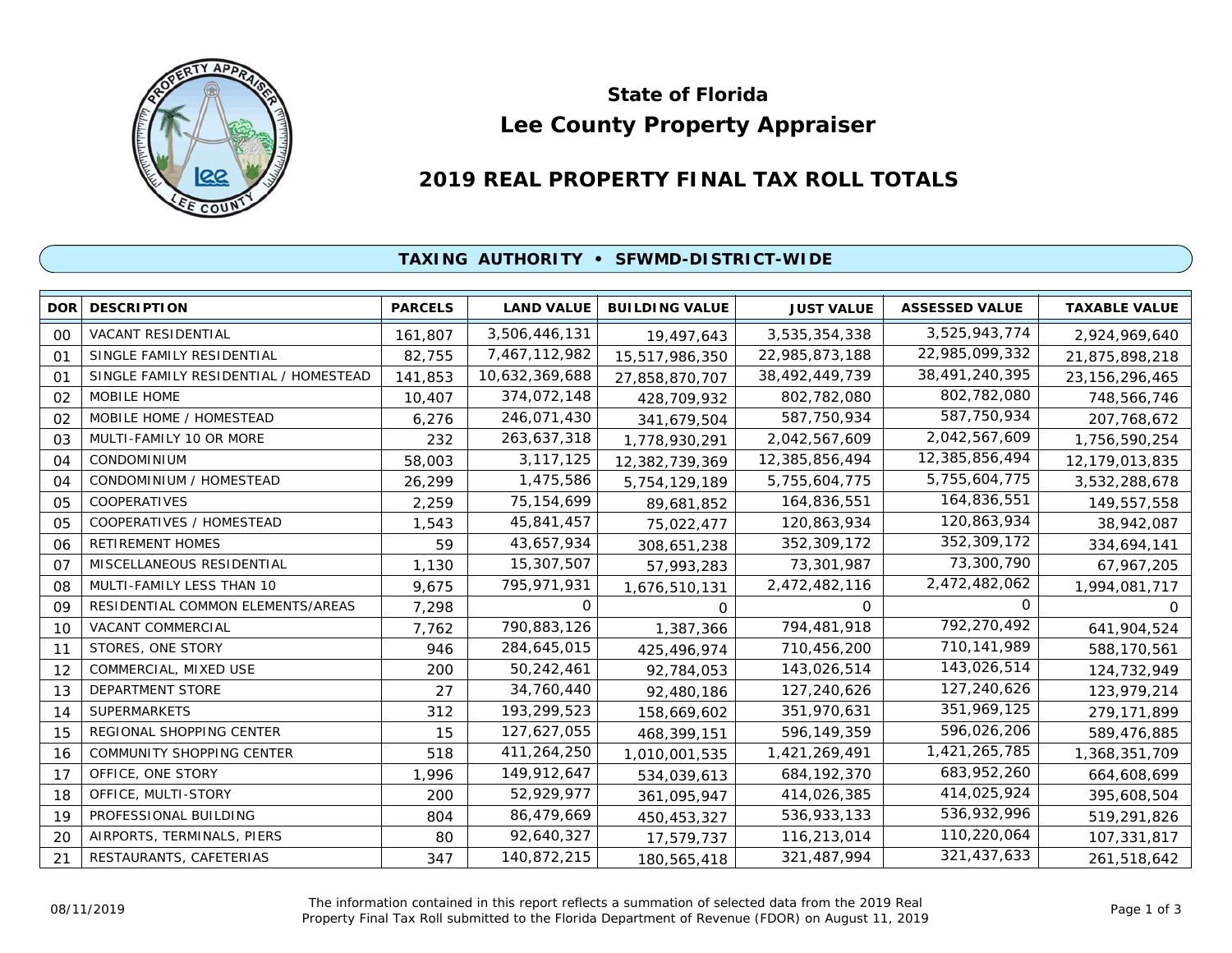# State of Florida
# Lee County Property Appraiser

## 2019 REAL PROPERTY FINAL TAX ROLL TOTALS

### TAXING AUTHORITY • SFWMD-DISTRICT-WIDE

| DOR | DESCRIPTION | PARCELS | LAND VALUE | BUILDING VALUE | JUST VALUE | ASSESSED VALUE | TAXABLE VALUE |
|---|---|---|---|---|---|---|---|
| 00 | VACANT RESIDENTIAL | 161,807 | 3,506,446,131 | 19,497,643 | 3,535,354,338 | 3,525,943,774 | 2,924,969,640 |
| 01 | SINGLE FAMILY RESIDENTIAL | 82,755 | 7,467,112,982 | 15,517,986,350 | 22,985,873,188 | 22,985,099,332 | 21,875,898,218 |
| 01 | SINGLE FAMILY RESIDENTIAL / HOMESTEAD | 141,853 | 10,632,369,688 | 27,858,870,707 | 38,492,449,739 | 38,491,240,395 | 23,156,296,465 |
| 02 | MOBILE HOME | 10,407 | 374,072,148 | 428,709,932 | 802,782,080 | 802,782,080 | 748,566,746 |
| 02 | MOBILE HOME / HOMESTEAD | 6,276 | 246,071,430 | 341,679,504 | 587,750,934 | 587,750,934 | 207,768,672 |
| 03 | MULTI-FAMILY 10 OR MORE | 232 | 263,637,318 | 1,778,930,291 | 2,042,567,609 | 2,042,567,609 | 1,756,590,254 |
| 04 | CONDOMINIUM | 58,003 | 3,117,125 | 12,382,739,369 | 12,385,856,494 | 12,385,856,494 | 12,179,013,835 |
| 04 | CONDOMINIUM / HOMESTEAD | 26,299 | 1,475,586 | 5,754,129,189 | 5,755,604,775 | 5,755,604,775 | 3,532,288,678 |
| 05 | COOPERATIVES | 2,259 | 75,154,699 | 89,681,852 | 164,836,551 | 164,836,551 | 149,557,558 |
| 05 | COOPERATIVES / HOMESTEAD | 1,543 | 45,841,457 | 75,022,477 | 120,863,934 | 120,863,934 | 38,942,087 |
| 06 | RETIREMENT HOMES | 59 | 43,657,934 | 308,651,238 | 352,309,172 | 352,309,172 | 334,694,141 |
| 07 | MISCELLANEOUS RESIDENTIAL | 1,130 | 15,307,507 | 57,993,283 | 73,301,987 | 73,300,790 | 67,967,205 |
| 08 | MULTI-FAMILY LESS THAN 10 | 9,675 | 795,971,931 | 1,676,510,131 | 2,472,482,116 | 2,472,482,062 | 1,994,081,717 |
| 09 | RESIDENTIAL COMMON ELEMENTS/AREAS | 7,298 | 0 | 0 | 0 | 0 | 0 |
| 10 | VACANT COMMERCIAL | 7,762 | 790,883,126 | 1,387,366 | 794,481,918 | 792,270,492 | 641,904,524 |
| 11 | STORES, ONE STORY | 946 | 284,645,015 | 425,496,974 | 710,456,200 | 710,141,989 | 588,170,561 |
| 12 | COMMERCIAL, MIXED USE | 200 | 50,242,461 | 92,784,053 | 143,026,514 | 143,026,514 | 124,732,949 |
| 13 | DEPARTMENT STORE | 27 | 34,760,440 | 92,480,186 | 127,240,626 | 127,240,626 | 123,979,214 |
| 14 | SUPERMARKETS | 312 | 193,299,523 | 158,669,602 | 351,970,631 | 351,969,125 | 279,171,899 |
| 15 | REGIONAL SHOPPING CENTER | 15 | 127,627,055 | 468,399,151 | 596,149,359 | 596,026,206 | 589,476,885 |
| 16 | COMMUNITY SHOPPING CENTER | 518 | 411,264,250 | 1,010,001,535 | 1,421,269,491 | 1,421,265,785 | 1,368,351,709 |
| 17 | OFFICE, ONE STORY | 1,996 | 149,912,647 | 534,039,613 | 684,192,370 | 683,952,260 | 664,608,699 |
| 18 | OFFICE, MULTI-STORY | 200 | 52,929,977 | 361,095,947 | 414,026,385 | 414,025,924 | 395,608,504 |
| 19 | PROFESSIONAL BUILDING | 804 | 86,479,669 | 450,453,327 | 536,933,133 | 536,932,996 | 519,291,826 |
| 20 | AIRPORTS, TERMINALS, PIERS | 80 | 92,640,327 | 17,579,737 | 116,213,014 | 110,220,064 | 107,331,817 |
| 21 | RESTAURANTS, CAFETERIAS | 347 | 140,872,215 | 180,565,418 | 321,487,994 | 321,437,633 | 261,518,642 |

08/11/2019

The information contained in this report reflects a summation of selected data from the 2019 Real Property Final Tax Roll submitted to the Florida Department of Revenue (FDOR) on August 11, 2019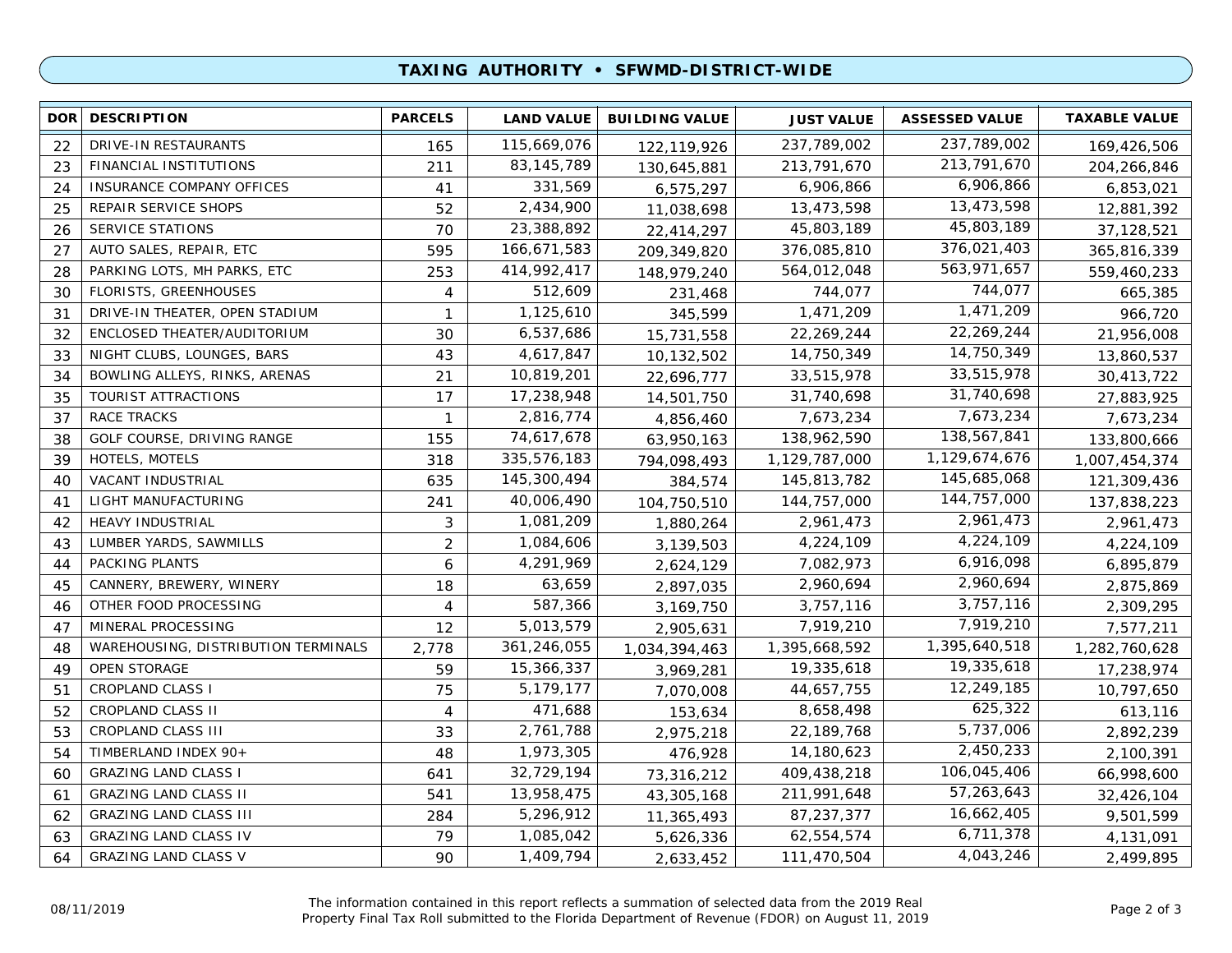## TAXING AUTHORITY • SFWMD-DISTRICT-WIDE

| DOR | DESCRIPTION | PARCELS | LAND VALUE | BUILDING VALUE | JUST VALUE | ASSESSED VALUE | TAXABLE VALUE |
|---|---|---|---|---|---|---|---|
| 22 | DRIVE-IN RESTAURANTS | 165 | 115,669,076 | 122,119,926 | 237,789,002 | 237,789,002 | 169,426,506 |
| 23 | FINANCIAL INSTITUTIONS | 211 | 83,145,789 | 130,645,881 | 213,791,670 | 213,791,670 | 204,266,846 |
| 24 | INSURANCE COMPANY OFFICES | 41 | 331,569 | 6,575,297 | 6,906,866 | 6,906,866 | 6,853,021 |
| 25 | REPAIR SERVICE SHOPS | 52 | 2,434,900 | 11,038,698 | 13,473,598 | 13,473,598 | 12,881,392 |
| 26 | SERVICE STATIONS | 70 | 23,388,892 | 22,414,297 | 45,803,189 | 45,803,189 | 37,128,521 |
| 27 | AUTO SALES, REPAIR, ETC | 595 | 166,671,583 | 209,349,820 | 376,085,810 | 376,021,403 | 365,816,339 |
| 28 | PARKING LOTS, MH PARKS, ETC | 253 | 414,992,417 | 148,979,240 | 564,012,048 | 563,971,657 | 559,460,233 |
| 30 | FLORISTS, GREENHOUSES | 4 | 512,609 | 231,468 | 744,077 | 744,077 | 665,385 |
| 31 | DRIVE-IN THEATER, OPEN STADIUM | 1 | 1,125,610 | 345,599 | 1,471,209 | 1,471,209 | 966,720 |
| 32 | ENCLOSED THEATER/AUDITORIUM | 30 | 6,537,686 | 15,731,558 | 22,269,244 | 22,269,244 | 21,956,008 |
| 33 | NIGHT CLUBS, LOUNGES, BARS | 43 | 4,617,847 | 10,132,502 | 14,750,349 | 14,750,349 | 13,860,537 |
| 34 | BOWLING ALLEYS, RINKS, ARENAS | 21 | 10,819,201 | 22,696,777 | 33,515,978 | 33,515,978 | 30,413,722 |
| 35 | TOURIST ATTRACTIONS | 17 | 17,238,948 | 14,501,750 | 31,740,698 | 31,740,698 | 27,883,925 |
| 37 | RACE TRACKS | 1 | 2,816,774 | 4,856,460 | 7,673,234 | 7,673,234 | 7,673,234 |
| 38 | GOLF COURSE, DRIVING RANGE | 155 | 74,617,678 | 63,950,163 | 138,962,590 | 138,567,841 | 133,800,666 |
| 39 | HOTELS, MOTELS | 318 | 335,576,183 | 794,098,493 | 1,129,787,000 | 1,129,674,676 | 1,007,454,374 |
| 40 | VACANT INDUSTRIAL | 635 | 145,300,494 | 384,574 | 145,813,782 | 145,685,068 | 121,309,436 |
| 41 | LIGHT MANUFACTURING | 241 | 40,006,490 | 104,750,510 | 144,757,000 | 144,757,000 | 137,838,223 |
| 42 | HEAVY INDUSTRIAL | 3 | 1,081,209 | 1,880,264 | 2,961,473 | 2,961,473 | 2,961,473 |
| 43 | LUMBER YARDS, SAWMILLS | 2 | 1,084,606 | 3,139,503 | 4,224,109 | 4,224,109 | 4,224,109 |
| 44 | PACKING PLANTS | 6 | 4,291,969 | 2,624,129 | 7,082,973 | 6,916,098 | 6,895,879 |
| 45 | CANNERY, BREWERY, WINERY | 18 | 63,659 | 2,897,035 | 2,960,694 | 2,960,694 | 2,875,869 |
| 46 | OTHER FOOD PROCESSING | 4 | 587,366 | 3,169,750 | 3,757,116 | 3,757,116 | 2,309,295 |
| 47 | MINERAL PROCESSING | 12 | 5,013,579 | 2,905,631 | 7,919,210 | 7,919,210 | 7,577,211 |
| 48 | WAREHOUSING, DISTRIBUTION TERMINALS | 2,778 | 361,246,055 | 1,034,394,463 | 1,395,668,592 | 1,395,640,518 | 1,282,760,628 |
| 49 | OPEN STORAGE | 59 | 15,366,337 | 3,969,281 | 19,335,618 | 19,335,618 | 17,238,974 |
| 51 | CROPLAND CLASS I | 75 | 5,179,177 | 7,070,008 | 44,657,755 | 12,249,185 | 10,797,650 |
| 52 | CROPLAND CLASS II | 4 | 471,688 | 153,634 | 8,658,498 | 625,322 | 613,116 |
| 53 | CROPLAND CLASS III | 33 | 2,761,788 | 2,975,218 | 22,189,768 | 5,737,006 | 2,892,239 |
| 54 | TIMBERLAND INDEX 90+ | 48 | 1,973,305 | 476,928 | 14,180,623 | 2,450,233 | 2,100,391 |
| 60 | GRAZING LAND CLASS I | 641 | 32,729,194 | 73,316,212 | 409,438,218 | 106,045,406 | 66,998,600 |
| 61 | GRAZING LAND CLASS II | 541 | 13,958,475 | 43,305,168 | 211,991,648 | 57,263,643 | 32,426,104 |
| 62 | GRAZING LAND CLASS III | 284 | 5,296,912 | 11,365,493 | 87,237,377 | 16,662,405 | 9,501,599 |
| 63 | GRAZING LAND CLASS IV | 79 | 1,085,042 | 5,626,336 | 62,554,574 | 6,711,378 | 4,131,091 |
| 64 | GRAZING LAND CLASS V | 90 | 1,409,794 | 2,633,452 | 111,470,504 | 4,043,246 | 2,499,895 |

08/11/2019

The information contained in this report reflects a summation of selected data from the 2019 Real Property Final Tax Roll submitted to the Florida Department of Revenue (FDOR) on August 11, 2019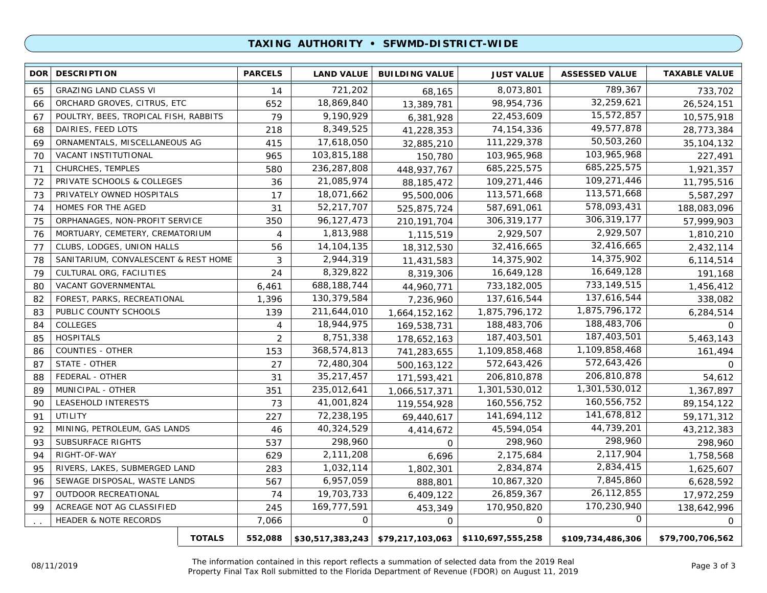## TAXING AUTHORITY • SFWMD-DISTRICT-WIDE

| DOR | DESCRIPTION | PARCELS | LAND VALUE | BUILDING VALUE | JUST VALUE | ASSESSED VALUE | TAXABLE VALUE |
|---|---|---|---|---|---|---|---|
| 65 | GRAZING LAND CLASS VI | 14 | 721,202 | 68,165 | 8,073,801 | 789,367 | 733,702 |
| 66 | ORCHARD GROVES, CITRUS, ETC | 652 | 18,869,840 | 13,389,781 | 98,954,736 | 32,259,621 | 26,524,151 |
| 67 | POULTRY, BEES, TROPICAL FISH, RABBITS | 79 | 9,190,929 | 6,381,928 | 22,453,609 | 15,572,857 | 10,575,918 |
| 68 | DAIRIES, FEED LOTS | 218 | 8,349,525 | 41,228,353 | 74,154,336 | 49,577,878 | 28,773,384 |
| 69 | ORNAMENTALS, MISCELLANEOUS AG | 415 | 17,618,050 | 32,885,210 | 111,229,378 | 50,503,260 | 35,104,132 |
| 70 | VACANT INSTITUTIONAL | 965 | 103,815,188 | 150,780 | 103,965,968 | 103,965,968 | 227,491 |
| 71 | CHURCHES, TEMPLES | 580 | 236,287,808 | 448,937,767 | 685,225,575 | 685,225,575 | 1,921,357 |
| 72 | PRIVATE SCHOOLS & COLLEGES | 36 | 21,085,974 | 88,185,472 | 109,271,446 | 109,271,446 | 11,795,516 |
| 73 | PRIVATELY OWNED HOSPITALS | 17 | 18,071,662 | 95,500,006 | 113,571,668 | 113,571,668 | 5,587,297 |
| 74 | HOMES FOR THE AGED | 31 | 52,217,707 | 525,875,724 | 587,691,061 | 578,093,431 | 188,083,096 |
| 75 | ORPHANAGES, NON-PROFIT SERVICE | 350 | 96,127,473 | 210,191,704 | 306,319,177 | 306,319,177 | 57,999,903 |
| 76 | MORTUARY, CEMETERY, CREMATORIUM | 4 | 1,813,988 | 1,115,519 | 2,929,507 | 2,929,507 | 1,810,210 |
| 77 | CLUBS, LODGES, UNION HALLS | 56 | 14,104,135 | 18,312,530 | 32,416,665 | 32,416,665 | 2,432,114 |
| 78 | SANITARIUM, CONVALESCENT & REST HOME | 3 | 2,944,319 | 11,431,583 | 14,375,902 | 14,375,902 | 6,114,514 |
| 79 | CULTURAL ORG, FACILITIES | 24 | 8,329,822 | 8,319,306 | 16,649,128 | 16,649,128 | 191,168 |
| 80 | VACANT GOVERNMENTAL | 6,461 | 688,188,744 | 44,960,771 | 733,182,005 | 733,149,515 | 1,456,412 |
| 82 | FOREST, PARKS, RECREATIONAL | 1,396 | 130,379,584 | 7,236,960 | 137,616,544 | 137,616,544 | 338,082 |
| 83 | PUBLIC COUNTY SCHOOLS | 139 | 211,644,010 | 1,664,152,162 | 1,875,796,172 | 1,875,796,172 | 6,284,514 |
| 84 | COLLEGES | 4 | 18,944,975 | 169,538,731 | 188,483,706 | 188,483,706 | 0 |
| 85 | HOSPITALS | 2 | 8,751,338 | 178,652,163 | 187,403,501 | 187,403,501 | 5,463,143 |
| 86 | COUNTIES - OTHER | 153 | 368,574,813 | 741,283,655 | 1,109,858,468 | 1,109,858,468 | 161,494 |
| 87 | STATE - OTHER | 27 | 72,480,304 | 500,163,122 | 572,643,426 | 572,643,426 | 0 |
| 88 | FEDERAL - OTHER | 31 | 35,217,457 | 171,593,421 | 206,810,878 | 206,810,878 | 54,612 |
| 89 | MUNICIPAL - OTHER | 351 | 235,012,641 | 1,066,517,371 | 1,301,530,012 | 1,301,530,012 | 1,367,897 |
| 90 | LEASEHOLD INTERESTS | 73 | 41,001,824 | 119,554,928 | 160,556,752 | 160,556,752 | 89,154,122 |
| 91 | UTILITY | 227 | 72,238,195 | 69,440,617 | 141,694,112 | 141,678,812 | 59,171,312 |
| 92 | MINING, PETROLEUM, GAS LANDS | 46 | 40,324,529 | 4,414,672 | 45,594,054 | 44,739,201 | 43,212,383 |
| 93 | SUBSURFACE RIGHTS | 537 | 298,960 | 0 | 298,960 | 298,960 | 298,960 |
| 94 | RIGHT-OF-WAY | 629 | 2,111,208 | 6,696 | 2,175,684 | 2,117,904 | 1,758,568 |
| 95 | RIVERS, LAKES, SUBMERGED LAND | 283 | 1,032,114 | 1,802,301 | 2,834,874 | 2,834,415 | 1,625,607 |
| 96 | SEWAGE DISPOSAL, WASTE LANDS | 567 | 6,957,059 | 888,801 | 10,867,320 | 7,845,860 | 6,628,592 |
| 97 | OUTDOOR RECREATIONAL | 74 | 19,703,733 | 6,409,122 | 26,859,367 | 26,112,855 | 17,972,259 |
| 99 | ACREAGE NOT AG CLASSIFIED | 245 | 169,777,591 | 453,349 | 170,950,820 | 170,230,940 | 138,642,996 |
| .. | HEADER & NOTE RECORDS | 7,066 | 0 | 0 | 0 | 0 | 0 |
| | **TOTALS** | **552,088** | **$30,517,383,243** | **$79,217,103,063** | **$110,697,555,258** | **$109,734,486,306** | **$79,700,706,562** |

08/11/2019

The information contained in this report reflects a summation of selected data from the 2019 Real Property Final Tax Roll submitted to the Florida Department of Revenue (FDOR) on August 11, 2019